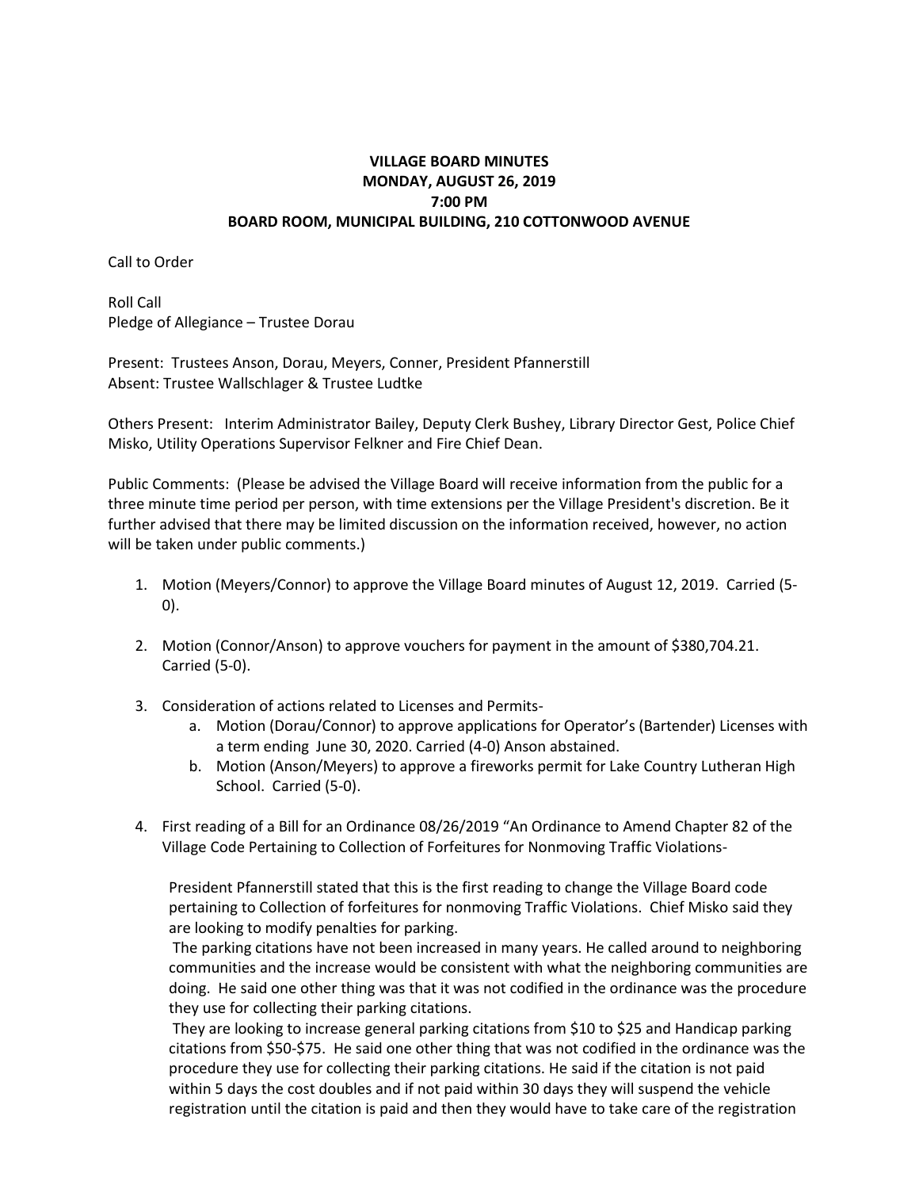**VILLAGE BOARD MINUTES**
**MONDAY, AUGUST 26, 2019**
**7:00 PM**
**BOARD ROOM, MUNICIPAL BUILDING, 210 COTTONWOOD AVENUE**

Call to Order

Roll Call
Pledge of Allegiance – Trustee Dorau

Present: Trustees Anson, Dorau, Meyers, Conner, President Pfannerstill
Absent: Trustee Wallschlager & Trustee Ludtke

Others Present: Interim Administrator Bailey, Deputy Clerk Bushey, Library Director Gest, Police Chief Misko, Utility Operations Supervisor Felkner and Fire Chief Dean.

Public Comments: (Please be advised the Village Board will receive information from the public for a three minute time period per person, with time extensions per the Village President's discretion. Be it further advised that there may be limited discussion on the information received, however, no action will be taken under public comments.)

1. Motion (Meyers/Connor) to approve the Village Board minutes of August 12, 2019. Carried (5-0).

2. Motion (Connor/Anson) to approve vouchers for payment in the amount of $380,704.21. Carried (5-0).

3. Consideration of actions related to Licenses and Permits-
   a. Motion (Dorau/Connor) to approve applications for Operator's (Bartender) Licenses with a term ending June 30, 2020. Carried (4-0) Anson abstained.
   b. Motion (Anson/Meyers) to approve a fireworks permit for Lake Country Lutheran High School. Carried (5-0).

4. First reading of a Bill for an Ordinance 08/26/2019 "An Ordinance to Amend Chapter 82 of the Village Code Pertaining to Collection of Forfeitures for Nonmoving Traffic Violations-

   President Pfannerstill stated that this is the first reading to change the Village Board code pertaining to Collection of forfeitures for nonmoving Traffic Violations. Chief Misko said they are looking to modify penalties for parking.

   The parking citations have not been increased in many years. He called around to neighboring communities and the increase would be consistent with what the neighboring communities are doing. He said one other thing was that it was not codified in the ordinance was the procedure they use for collecting their parking citations.

   They are looking to increase general parking citations from $10 to $25 and Handicap parking citations from $50-$75. He said one other thing that was not codified in the ordinance was the procedure they use for collecting their parking citations. He said if the citation is not paid within 5 days the cost doubles and if not paid within 30 days they will suspend the vehicle registration until the citation is paid and then they would have to take care of the registration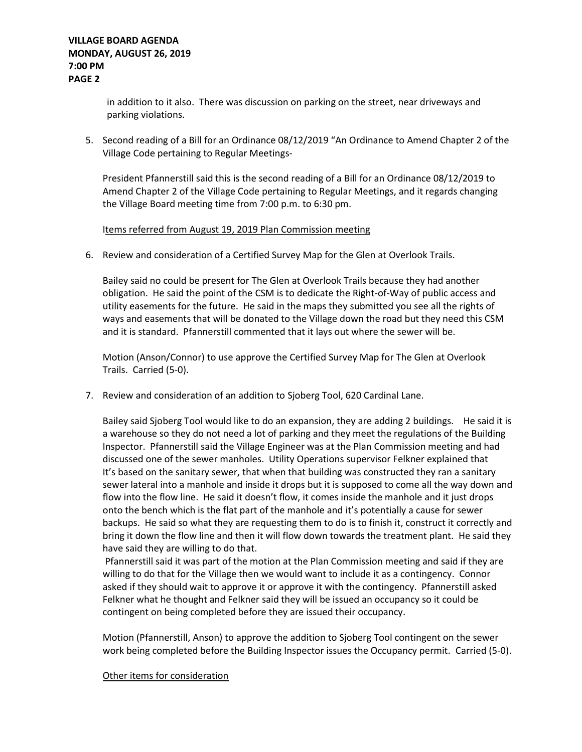in addition to it also. There was discussion on parking on the street, near driveways and parking violations.

5. Second reading of a Bill for an Ordinance 08/12/2019 "An Ordinance to Amend Chapter 2 of the Village Code pertaining to Regular Meetings-

   President Pfannerstill said this is the second reading of a Bill for an Ordinance 08/12/2019 to Amend Chapter 2 of the Village Code pertaining to Regular Meetings, and it regards changing the Village Board meeting time from 7:00 p.m. to 6:30 pm.

   Items referred from August 19, 2019 Plan Commission meeting

6. Review and consideration of a Certified Survey Map for the Glen at Overlook Trails.

   Bailey said no could be present for The Glen at Overlook Trails because they had another obligation. He said the point of the CSM is to dedicate the Right-of-Way of public access and utility easements for the future. He said in the maps they submitted you see all the rights of ways and easements that will be donated to the Village down the road but they need this CSM and it is standard. Pfannerstill commented that it lays out where the sewer will be.

   Motion (Anson/Connor) to use approve the Certified Survey Map for The Glen at Overlook Trails. Carried (5-0).

7. Review and consideration of an addition to Sjoberg Tool, 620 Cardinal Lane.

   Bailey said Sjoberg Tool would like to do an expansion, they are adding 2 buildings. He said it is a warehouse so they do not need a lot of parking and they meet the regulations of the Building Inspector. Pfannerstill said the Village Engineer was at the Plan Commission meeting and had discussed one of the sewer manholes. Utility Operations supervisor Felkner explained that It's based on the sanitary sewer, that when that building was constructed they ran a sanitary sewer lateral into a manhole and inside it drops but it is supposed to come all the way down and flow into the flow line. He said it doesn't flow, it comes inside the manhole and it just drops onto the bench which is the flat part of the manhole and it's potentially a cause for sewer backups. He said so what they are requesting them to do is to finish it, construct it correctly and bring it down the flow line and then it will flow down towards the treatment plant. He said they have said they are willing to do that.
   Pfannerstill said it was part of the motion at the Plan Commission meeting and said if they are willing to do that for the Village then we would want to include it as a contingency. Connor asked if they should wait to approve it or approve it with the contingency. Pfannerstill asked Felkner what he thought and Felkner said they will be issued an occupancy so it could be contingent on being completed before they are issued their occupancy.

   Motion (Pfannerstill, Anson) to approve the addition to Sjoberg Tool contingent on the sewer work being completed before the Building Inspector issues the Occupancy permit. Carried (5-0).

   Other items for consideration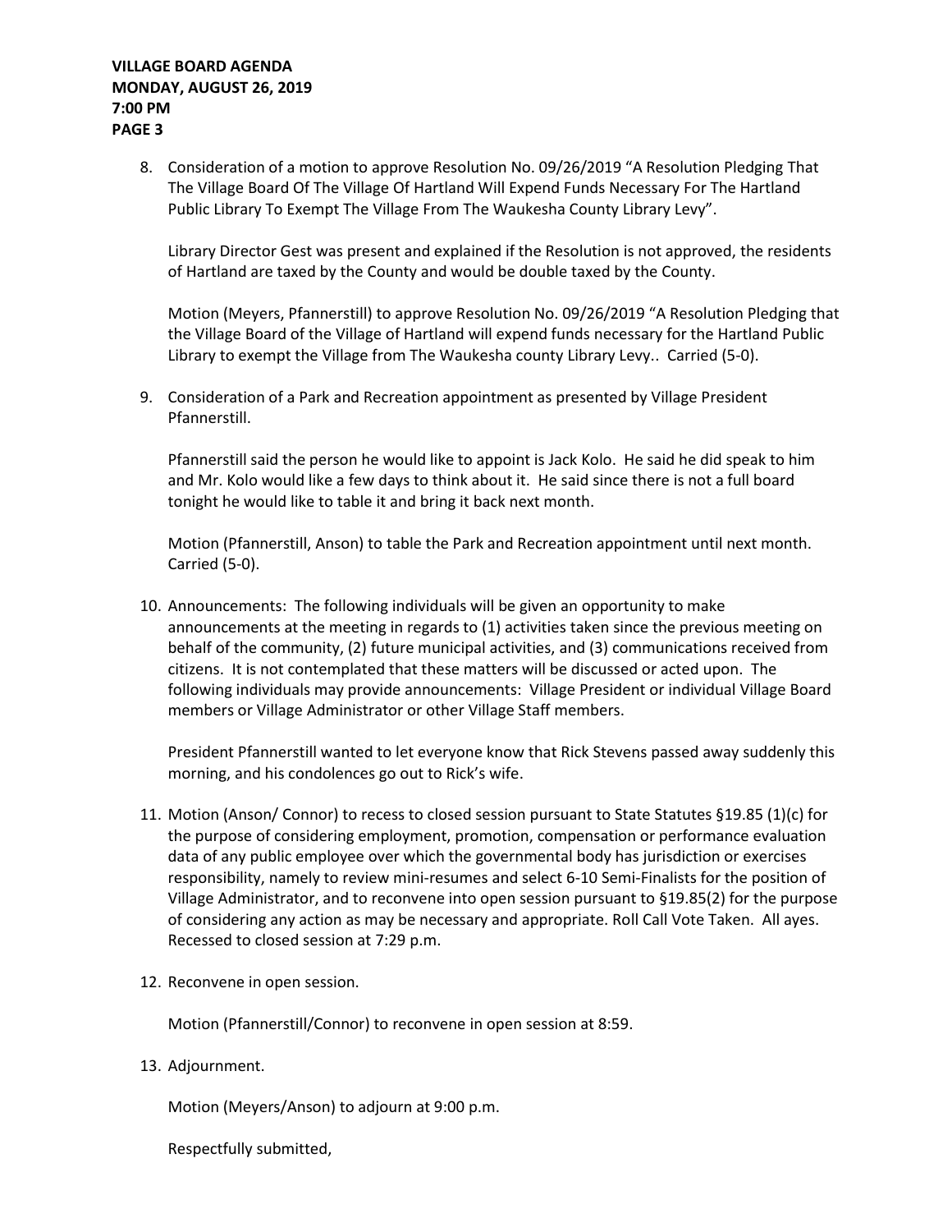8. Consideration of a motion to approve Resolution No. 09/26/2019 "A Resolution Pledging That The Village Board Of The Village Of Hartland Will Expend Funds Necessary For The Hartland Public Library To Exempt The Village From The Waukesha County Library Levy".

   Library Director Gest was present and explained if the Resolution is not approved, the residents of Hartland are taxed by the County and would be double taxed by the County.

   Motion (Meyers, Pfannerstill) to approve Resolution No. 09/26/2019 "A Resolution Pledging that the Village Board of the Village of Hartland will expend funds necessary for the Hartland Public Library to exempt the Village from The Waukesha county Library Levy.. Carried (5-0).

9. Consideration of a Park and Recreation appointment as presented by Village President Pfannerstill.

   Pfannerstill said the person he would like to appoint is Jack Kolo. He said he did speak to him and Mr. Kolo would like a few days to think about it. He said since there is not a full board tonight he would like to table it and bring it back next month.

   Motion (Pfannerstill, Anson) to table the Park and Recreation appointment until next month. Carried (5-0).

10. Announcements: The following individuals will be given an opportunity to make announcements at the meeting in regards to (1) activities taken since the previous meeting on behalf of the community, (2) future municipal activities, and (3) communications received from citizens. It is not contemplated that these matters will be discussed or acted upon. The following individuals may provide announcements: Village President or individual Village Board members or Village Administrator or other Village Staff members.

    President Pfannerstill wanted to let everyone know that Rick Stevens passed away suddenly this morning, and his condolences go out to Rick's wife.

11. Motion (Anson/ Connor) to recess to closed session pursuant to State Statutes §19.85 (1)(c) for the purpose of considering employment, promotion, compensation or performance evaluation data of any public employee over which the governmental body has jurisdiction or exercises responsibility, namely to review mini-resumes and select 6-10 Semi-Finalists for the position of Village Administrator, and to reconvene into open session pursuant to §19.85(2) for the purpose of considering any action as may be necessary and appropriate. Roll Call Vote Taken. All ayes. Recessed to closed session at 7:29 p.m.

12. Reconvene in open session.

    Motion (Pfannerstill/Connor) to reconvene in open session at 8:59.

13. Adjournment.

    Motion (Meyers/Anson) to adjourn at 9:00 p.m.

    Respectfully submitted,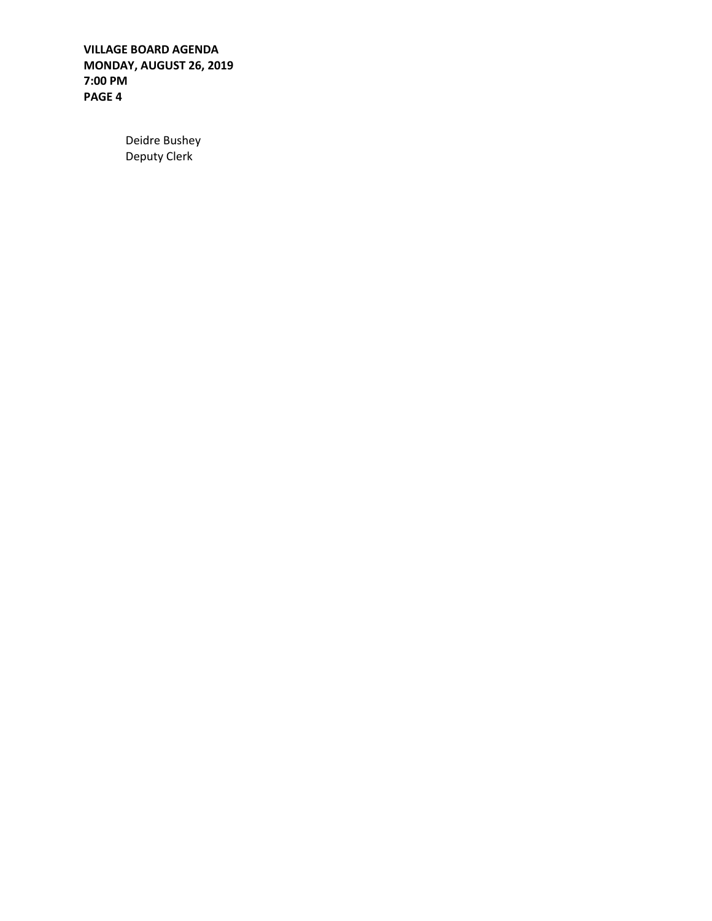Deidre Bushey
Deputy Clerk